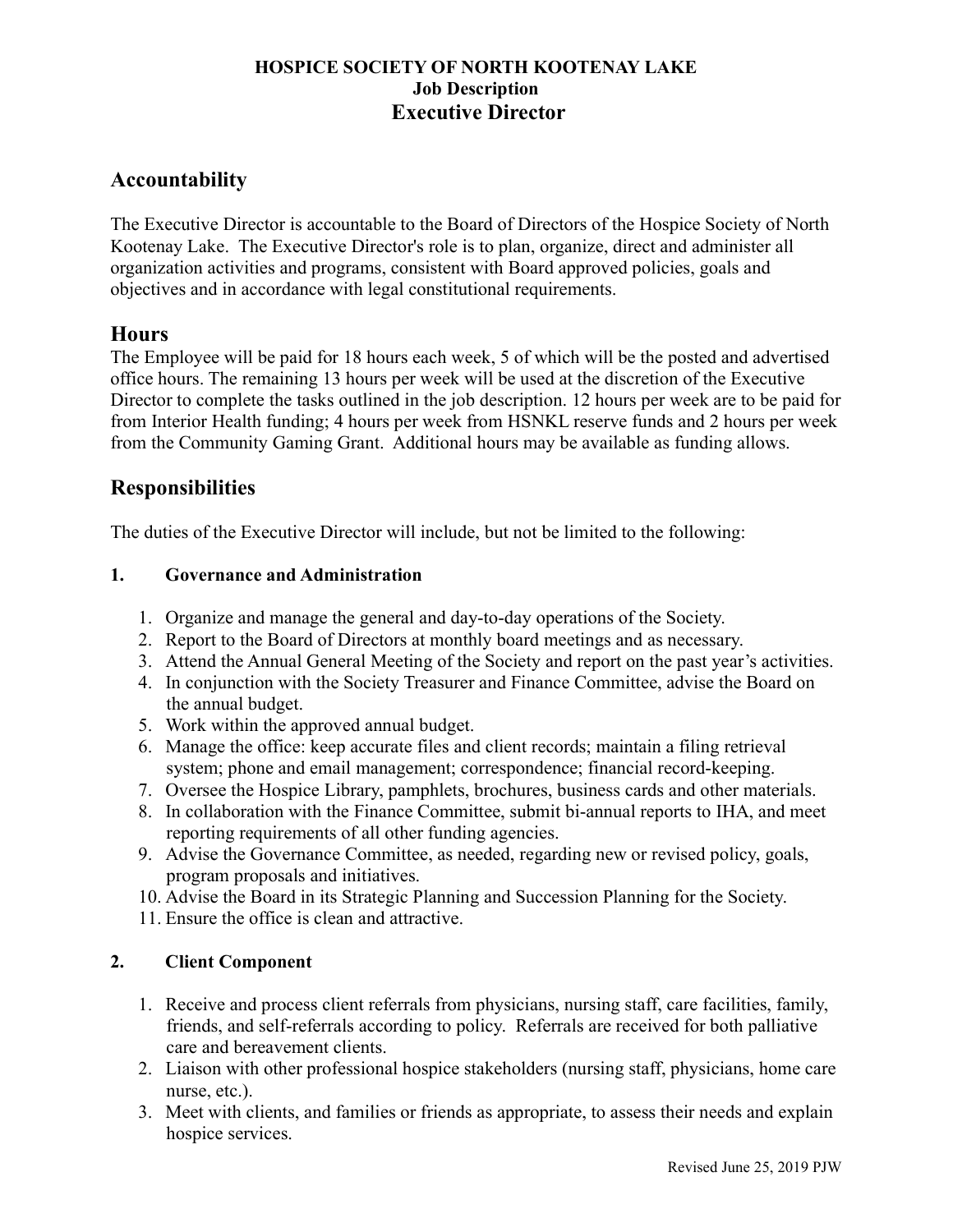**HOSPICE SOCIETY OF NORTH KOOTENAY LAKE**
**Job Description**
# Executive Director

## Accountability

The Executive Director is accountable to the Board of Directors of the Hospice Society of North Kootenay Lake. The Executive Director's role is to plan, organize, direct and administer all organization activities and programs, consistent with Board approved policies, goals and objectives and in accordance with legal constitutional requirements.

## Hours

The Employee will be paid for 18 hours each week, 5 of which will be the posted and advertised office hours. The remaining 13 hours per week will be used at the discretion of the Executive Director to complete the tasks outlined in the job description. 12 hours per week are to be paid for from Interior Health funding; 4 hours per week from HSNKL reserve funds and 2 hours per week from the Community Gaming Grant. Additional hours may be available as funding allows.

## Responsibilities

The duties of the Executive Director will include, but not be limited to the following:

### 1. Governance and Administration

1. Organize and manage the general and day-to-day operations of the Society.
2. Report to the Board of Directors at monthly board meetings and as necessary.
3. Attend the Annual General Meeting of the Society and report on the past year's activities.
4. In conjunction with the Society Treasurer and Finance Committee, advise the Board on the annual budget.
5. Work within the approved annual budget.
6. Manage the office: keep accurate files and client records; maintain a filing retrieval system; phone and email management; correspondence; financial record-keeping.
7. Oversee the Hospice Library, pamphlets, brochures, business cards and other materials.
8. In collaboration with the Finance Committee, submit bi-annual reports to IHA, and meet reporting requirements of all other funding agencies.
9. Advise the Governance Committee, as needed, regarding new or revised policy, goals, program proposals and initiatives.
10. Advise the Board in its Strategic Planning and Succession Planning for the Society.
11. Ensure the office is clean and attractive.

### 2. Client Component

1. Receive and process client referrals from physicians, nursing staff, care facilities, family, friends, and self-referrals according to policy. Referrals are received for both palliative care and bereavement clients.
2. Liaison with other professional hospice stakeholders (nursing staff, physicians, home care nurse, etc.).
3. Meet with clients, and families or friends as appropriate, to assess their needs and explain hospice services.

Revised June 25, 2019 PJW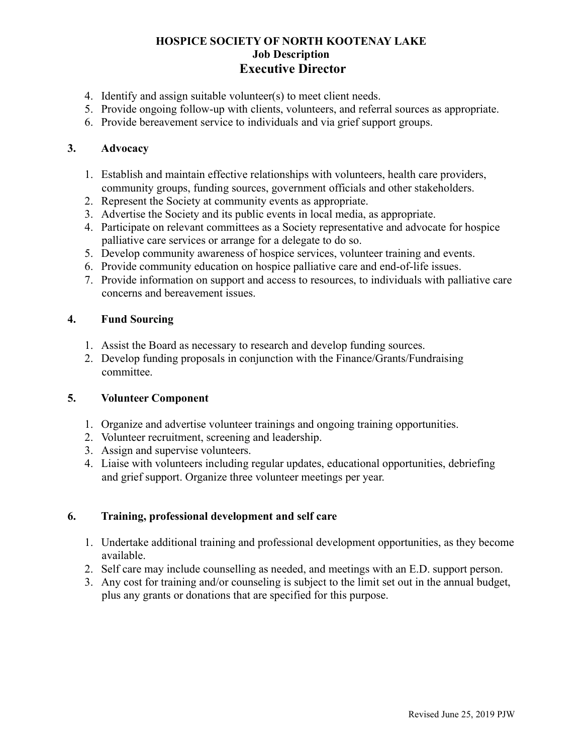4. Identify and assign suitable volunteer(s) to meet client needs.
5. Provide ongoing follow-up with clients, volunteers, and referral sources as appropriate.
6. Provide bereavement service to individuals and via grief support groups.

## 3. Advocacy

1. Establish and maintain effective relationships with volunteers, health care providers, community groups, funding sources, government officials and other stakeholders.
2. Represent the Society at community events as appropriate.
3. Advertise the Society and its public events in local media, as appropriate.
4. Participate on relevant committees as a Society representative and advocate for hospice palliative care services or arrange for a delegate to do so.
5. Develop community awareness of hospice services, volunteer training and events.
6. Provide community education on hospice palliative care and end-of-life issues.
7. Provide information on support and access to resources, to individuals with palliative care concerns and bereavement issues.

## 4. Fund Sourcing

1. Assist the Board as necessary to research and develop funding sources.
2. Develop funding proposals in conjunction with the Finance/Grants/Fundraising committee.

## 5. Volunteer Component

1. Organize and advertise volunteer trainings and ongoing training opportunities.
2. Volunteer recruitment, screening and leadership.
3. Assign and supervise volunteers.
4. Liaise with volunteers including regular updates, educational opportunities, debriefing and grief support. Organize three volunteer meetings per year.

## 6. Training, professional development and self care

1. Undertake additional training and professional development opportunities, as they become available.
2. Self care may include counselling as needed, and meetings with an E.D. support person.
3. Any cost for training and/or counseling is subject to the limit set out in the annual budget, plus any grants or donations that are specified for this purpose.